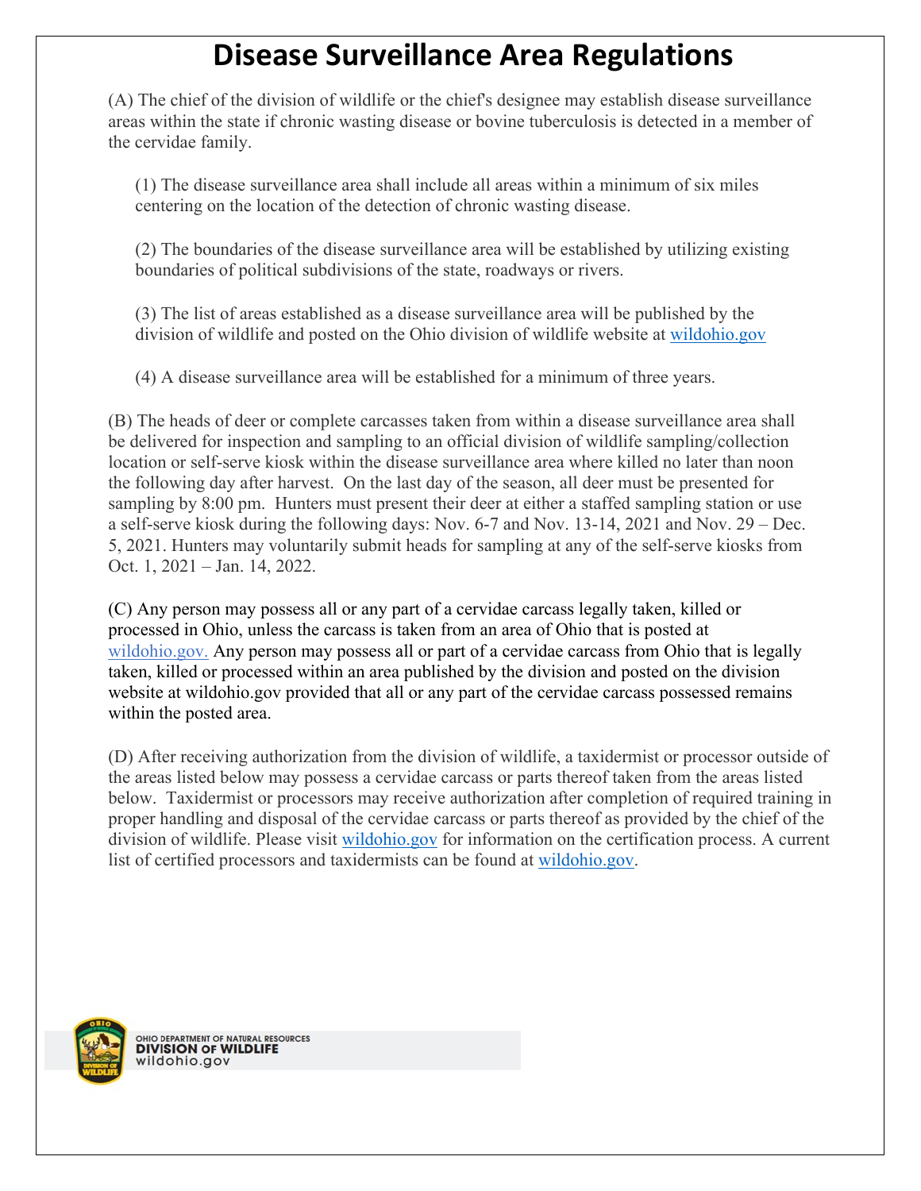# Disease Surveillance Area Regulations

(A) The chief of the division of wildlife or the chief's designee may establish disease surveillance areas within the state if chronic wasting disease or bovine tuberculosis is detected in a member of the cervidae family.

(1) The disease surveillance area shall include all areas within a minimum of six miles centering on the location of the detection of chronic wasting disease.

(2) The boundaries of the disease surveillance area will be established by utilizing existing boundaries of political subdivisions of the state, roadways or rivers.

(3) The list of areas established as a disease surveillance area will be published by the division of wildlife and posted on the Ohio division of wildlife website at wildohio.gov

(4) A disease surveillance area will be established for a minimum of three years.

(B) The heads of deer or complete carcasses taken from within a disease surveillance area shall be delivered for inspection and sampling to an official division of wildlife sampling/collection location or self-serve kiosk within the disease surveillance area where killed no later than noon the following day after harvest. On the last day of the season, all deer must be presented for sampling by 8:00 pm. Hunters must present their deer at either a staffed sampling station or use a self-serve kiosk during the following days: Nov. 6-7 and Nov. 13-14, 2021 and Nov. 29 – Dec. 5, 2021. Hunters may voluntarily submit heads for sampling at any of the self-serve kiosks from Oct. 1, 2021 – Jan. 14, 2022.

(C) Any person may possess all or any part of a cervidae carcass legally taken, killed or processed in Ohio, unless the carcass is taken from an area of Ohio that is posted at wildohio.gov. Any person may possess all or part of a cervidae carcass from Ohio that is legally taken, killed or processed within an area published by the division and posted on the division website at wildohio.gov provided that all or any part of the cervidae carcass possessed remains within the posted area.

(D) After receiving authorization from the division of wildlife, a taxidermist or processor outside of the areas listed below may possess a cervidae carcass or parts thereof taken from the areas listed below. Taxidermist or processors may receive authorization after completion of required training in proper handling and disposal of the cervidae carcass or parts thereof as provided by the chief of the division of wildlife. Please visit wildohio.gov for information on the certification process. A current list of certified processors and taxidermists can be found at wildohio.gov.

OHIO DEPARTMENT OF NATURAL RESOURCES
**DIVISION OF WILDLIFE**
wildohio.gov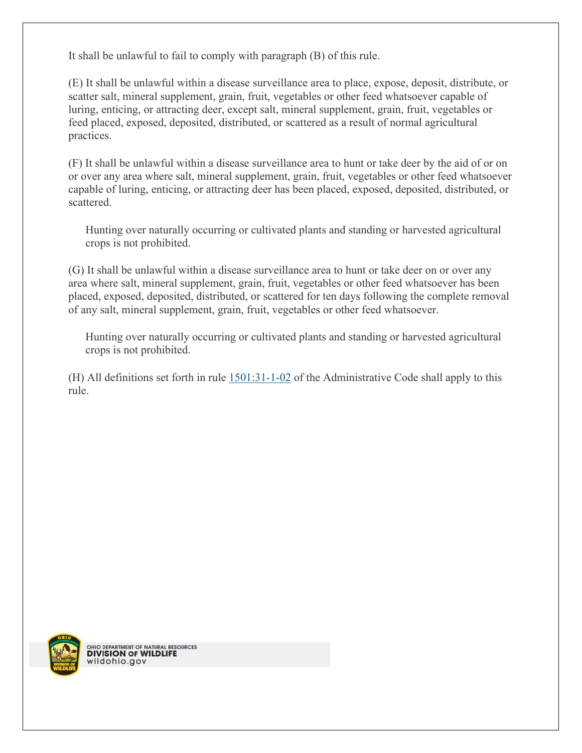It shall be unlawful to fail to comply with paragraph (B) of this rule.

(E) It shall be unlawful within a disease surveillance area to place, expose, deposit, distribute, or scatter salt, mineral supplement, grain, fruit, vegetables or other feed whatsoever capable of luring, enticing, or attracting deer, except salt, mineral supplement, grain, fruit, vegetables or feed placed, exposed, deposited, distributed, or scattered as a result of normal agricultural practices.

(F) It shall be unlawful within a disease surveillance area to hunt or take deer by the aid of or on or over any area where salt, mineral supplement, grain, fruit, vegetables or other feed whatsoever capable of luring, enticing, or attracting deer has been placed, exposed, deposited, distributed, or scattered.

> Hunting over naturally occurring or cultivated plants and standing or harvested agricultural crops is not prohibited.

(G) It shall be unlawful within a disease surveillance area to hunt or take deer on or over any area where salt, mineral supplement, grain, fruit, vegetables or other feed whatsoever has been placed, exposed, deposited, distributed, or scattered for ten days following the complete removal of any salt, mineral supplement, grain, fruit, vegetables or other feed whatsoever.

> Hunting over naturally occurring or cultivated plants and standing or harvested agricultural crops is not prohibited.

(H) All definitions set forth in rule 1501:31-1-02 of the Administrative Code shall apply to this rule.